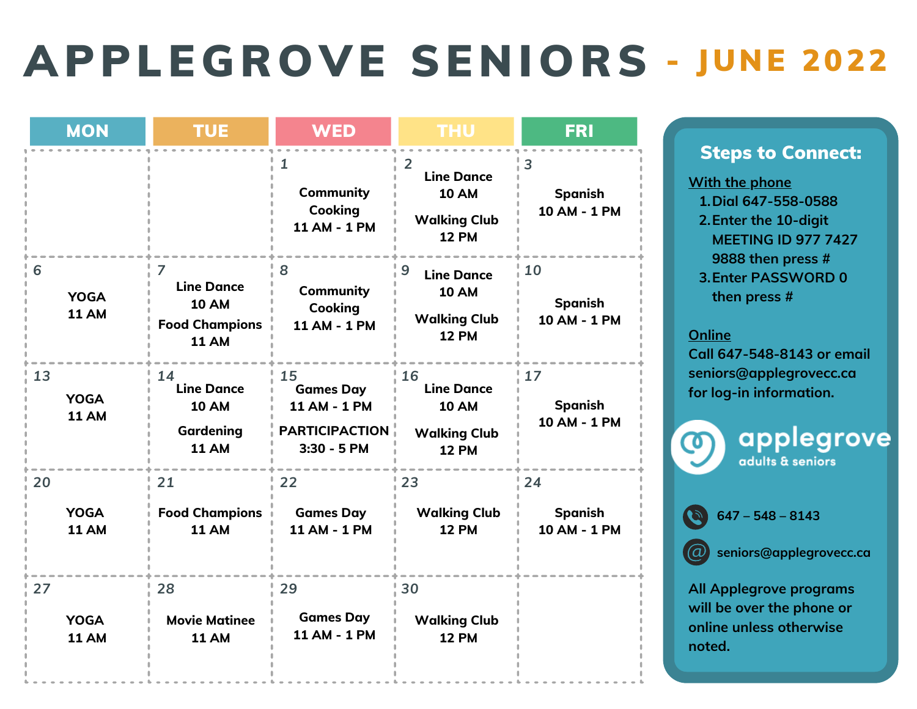# APPLEGROVE SENIORS - JUNE 2022

| MON | TUE | WED | THU | FRI |
|---|---|---|---|---|
| | | 1<br>Community Cooking<br>11 AM - 1 PM | 2<br>Line Dance<br>10 AM<br>Walking Club<br>12 PM | 3<br>Spanish<br>10 AM - 1 PM |
| 6<br>YOGA<br>11 AM | 7<br>Line Dance<br>10 AM<br>Food Champions<br>11 AM | 8<br>Community Cooking<br>11 AM - 1 PM | 9<br>Line Dance<br>10 AM<br>Walking Club<br>12 PM | 10<br>Spanish<br>10 AM - 1 PM |
| 13<br>YOGA<br>11 AM | 14<br>Line Dance<br>10 AM<br>Gardening<br>11 AM | 15<br>Games Day<br>11 AM - 1 PM<br>PARTICIPACTION<br>3:30 - 5 PM | 16<br>Line Dance<br>10 AM<br>Walking Club<br>12 PM | 17<br>Spanish<br>10 AM - 1 PM |
| 20<br>YOGA<br>11 AM | 21<br>Food Champions<br>11 AM | 22<br>Games Day<br>11 AM - 1 PM | 23<br>Walking Club<br>12 PM | 24<br>Spanish<br>10 AM - 1 PM |
| 27<br>YOGA<br>11 AM | 28<br>Movie Matinee<br>11 AM | 29<br>Games Day<br>11 AM - 1 PM | 30<br>Walking Club<br>12 PM | |

## Steps to Connect:

With the phone

1. Dial 647-558-0588
2. Enter the 10-digit MEETING ID 977 7427 9888 then press #
3. Enter PASSWORD 0 then press #

Online

Call 647-548-8143 or email seniors@applegrovecc.ca for log-in information.

applegrove adults & seniors

647 – 548 – 8143

seniors@applegrovecc.ca

All Applegrove programs will be over the phone or online unless otherwise noted.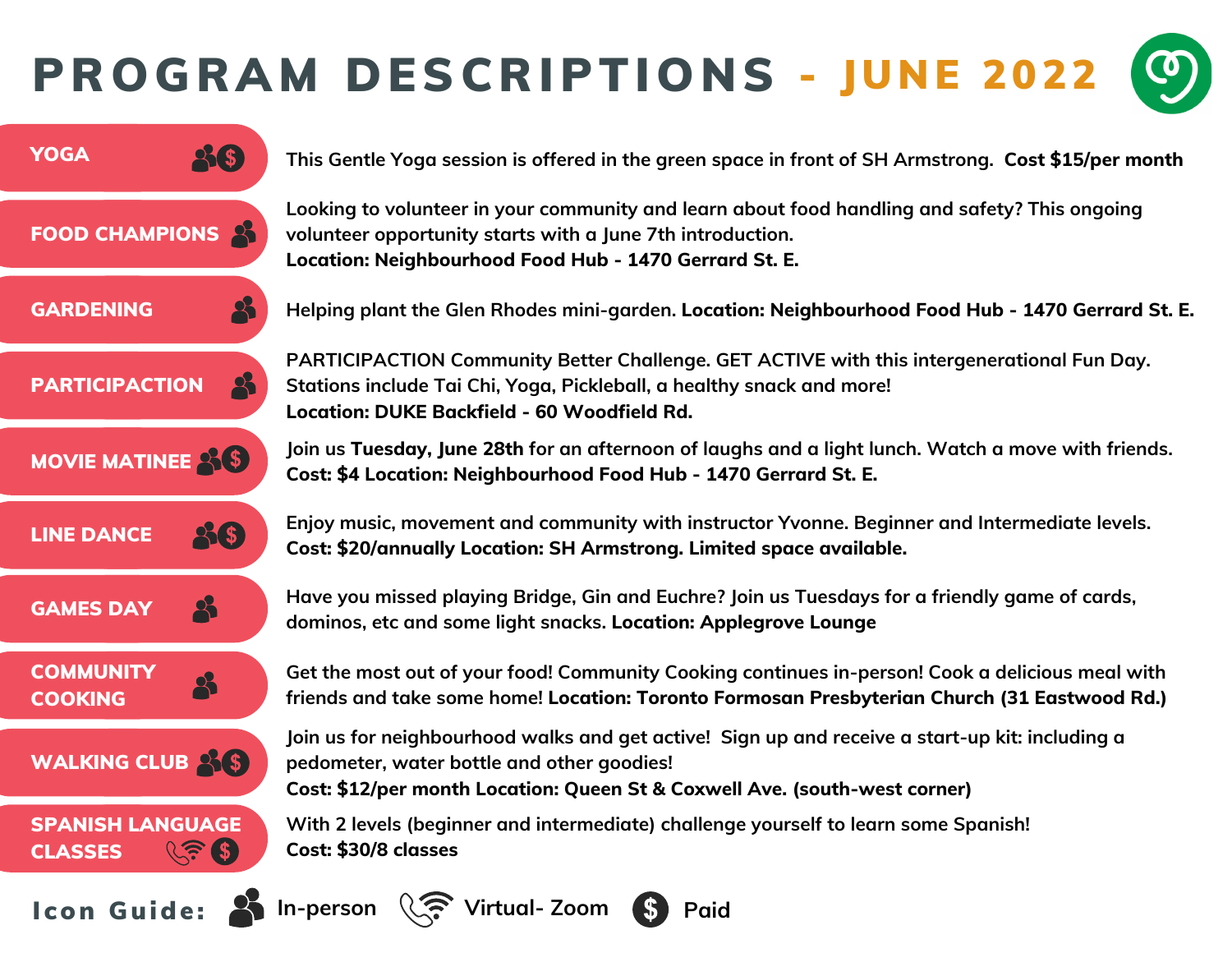# PROGRAM DESCRIPTIONS - JUNE 2022

**YOGA** (In-person, Paid)
This Gentle Yoga session is offered in the green space in front of SH Armstrong. **Cost $15/per month**

**FOOD CHAMPIONS** (In-person)
Looking to volunteer in your community and learn about food handling and safety? This ongoing volunteer opportunity starts with a June 7th introduction.
**Location: Neighbourhood Food Hub - 1470 Gerrard St. E.**

**GARDENING** (In-person)
Helping plant the Glen Rhodes mini-garden. **Location: Neighbourhood Food Hub - 1470 Gerrard St. E.**

**PARTICIPACTION** (In-person)
PARTICIPACTION Community Better Challenge. GET ACTIVE with this intergenerational Fun Day. Stations include Tai Chi, Yoga, Pickleball, a healthy snack and more!
**Location: DUKE Backfield - 60 Woodfield Rd.**

**MOVIE MATINEE** (In-person, Paid)
Join us **Tuesday, June 28th** for an afternoon of laughs and a light lunch. Watch a move with friends.
**Cost: $4 Location: Neighbourhood Food Hub - 1470 Gerrard St. E.**

**LINE DANCE** (In-person, Paid)
Enjoy music, movement and community with instructor Yvonne. Beginner and Intermediate levels.
**Cost: $20/annually Location: SH Armstrong. Limited space available.**

**GAMES DAY** (In-person)
Have you missed playing Bridge, Gin and Euchre? Join us Tuesdays for a friendly game of cards, dominos, etc and some light snacks. **Location: Applegrove Lounge**

**COMMUNITY COOKING** (In-person)
Get the most out of your food! Community Cooking continues in-person! Cook a delicious meal with friends and take some home! **Location: Toronto Formosan Presbyterian Church (31 Eastwood Rd.)**

**WALKING CLUB** (In-person, Paid)
Join us for neighbourhood walks and get active! Sign up and receive a start-up kit: including a pedometer, water bottle and other goodies!
**Cost: $12/per month Location: Queen St & Coxwell Ave. (south-west corner)**

**SPANISH LANGUAGE CLASSES** (Virtual- Zoom, Paid)
With 2 levels (beginner and intermediate) challenge yourself to learn some Spanish!
**Cost: $30/8 classes**

**Icon Guide:** In-person | Virtual- Zoom | Paid